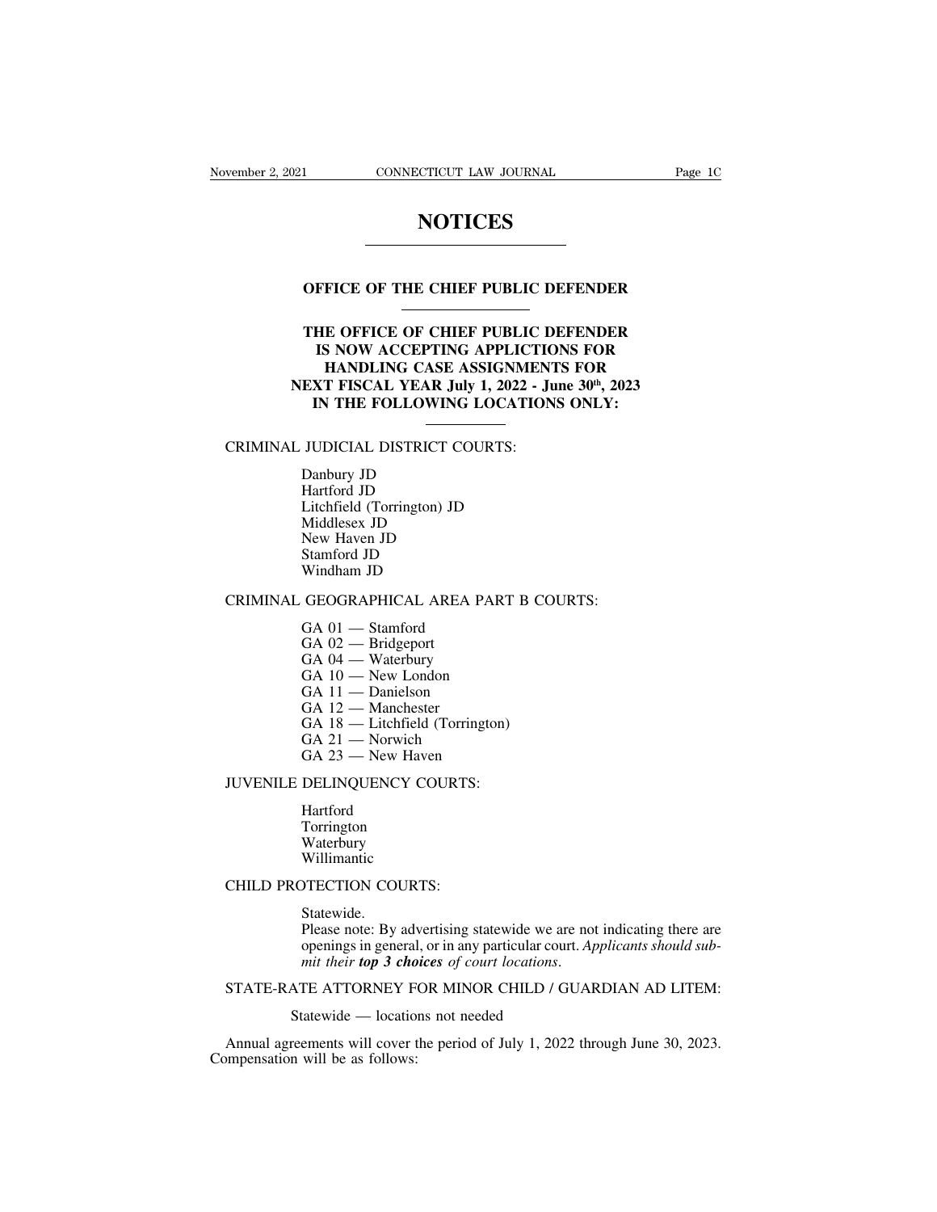# NOTICES

## OFFICE OF THE CHIEF PUBLIC DEFENDER

### THE OFFICE OF CHIEF PUBLIC DEFENDER IS NOW ACCEPTING APPLICTIONS FOR HANDLING CASE ASSIGNMENTS FOR NEXT FISCAL YEAR July 1, 2022 - June 30th, 2023 IN THE FOLLOWING LOCATIONS ONLY:

CRIMINAL JUDICIAL DISTRICT COURTS:

- Danbury JD
- Hartford JD
- Litchfield (Torrington) JD
- Middlesex JD
- New Haven JD
- Stamford JD
- Windham JD

CRIMINAL GEOGRAPHICAL AREA PART B COURTS:

- GA 01 — Stamford
- GA 02 — Bridgeport
- GA 04 — Waterbury
- GA 10 — New London
- GA 11 — Danielson
- GA 12 — Manchester
- GA 18 — Litchfield (Torrington)
- GA 21 — Norwich
- GA 23 — New Haven

JUVENILE DELINQUENCY COURTS:

- Hartford
- Torrington
- Waterbury
- Willimantic

CHILD PROTECTION COURTS:

Statewide.

Please note: By advertising statewide we are not indicating there are openings in general, or in any particular court. *Applicants should submit their **top 3 choices** of court locations*.

STATE-RATE ATTORNEY FOR MINOR CHILD / GUARDIAN AD LITEM:

Statewide — locations not needed

Annual agreements will cover the period of July 1, 2022 through June 30, 2023. Compensation will be as follows: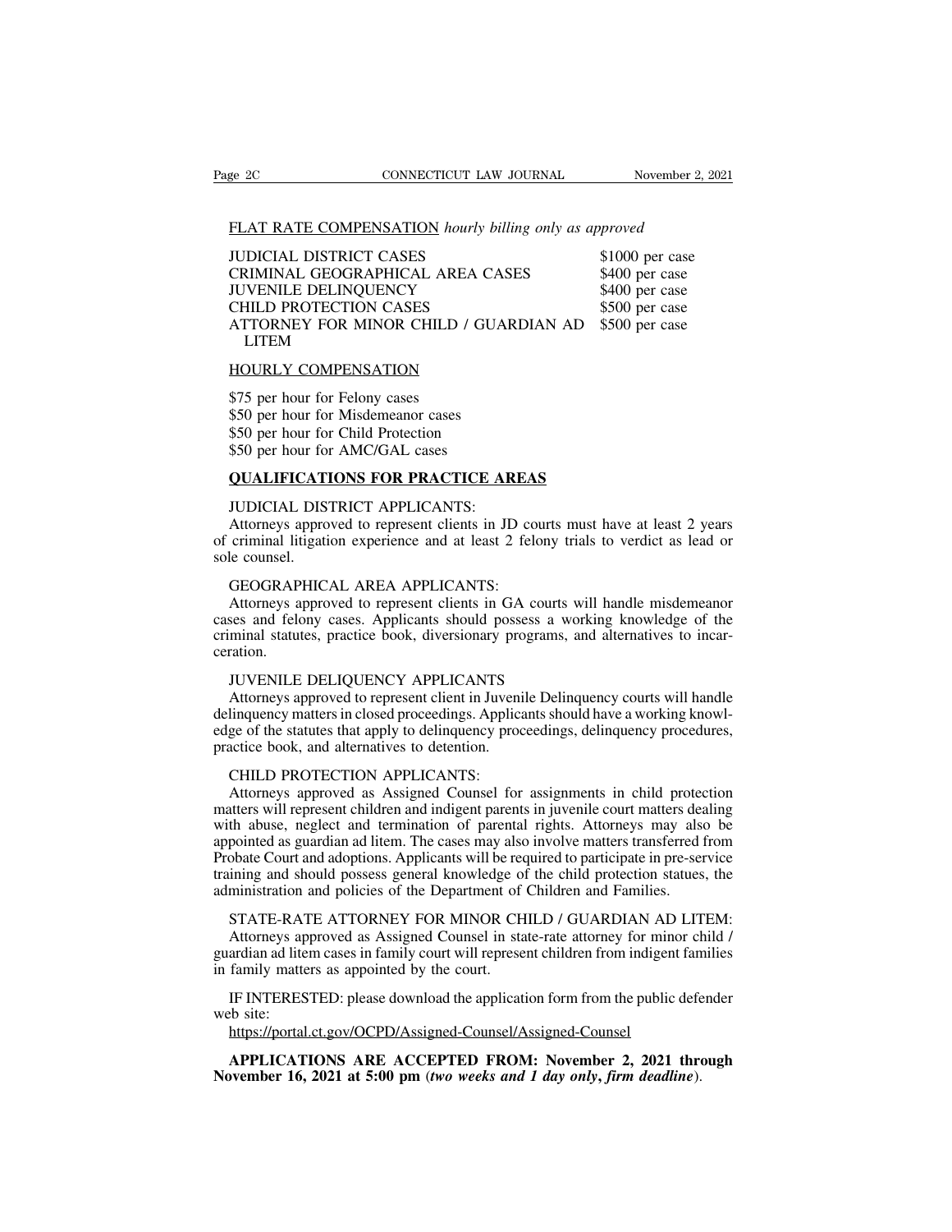FLAT RATE COMPENSATION *hourly billing only as approved*

| | |
|---|---|
| JUDICIAL DISTRICT CASES | $1000 per case |
| CRIMINAL GEOGRAPHICAL AREA CASES | $400 per case |
| JUVENILE DELINQUENCY | $400 per case |
| CHILD PROTECTION CASES | $500 per case |
| ATTORNEY FOR MINOR CHILD / GUARDIAN AD LITEM | $500 per case |

HOURLY COMPENSATION

$75 per hour for Felony cases
$50 per hour for Misdemeanor cases
$50 per hour for Child Protection
$50 per hour for AMC/GAL cases

**QUALIFICATIONS FOR PRACTICE AREAS**

JUDICIAL DISTRICT APPLICANTS:
Attorneys approved to represent clients in JD courts must have at least 2 years of criminal litigation experience and at least 2 felony trials to verdict as lead or sole counsel.

GEOGRAPHICAL AREA APPLICANTS:
Attorneys approved to represent clients in GA courts will handle misdemeanor cases and felony cases. Applicants should possess a working knowledge of the criminal statutes, practice book, diversionary programs, and alternatives to incarceration.

JUVENILE DELIQUENCY APPLICANTS
Attorneys approved to represent client in Juvenile Delinquency courts will handle delinquency matters in closed proceedings. Applicants should have a working knowledge of the statutes that apply to delinquency proceedings, delinquency procedures, practice book, and alternatives to detention.

CHILD PROTECTION APPLICANTS:
Attorneys approved as Assigned Counsel for assignments in child protection matters will represent children and indigent parents in juvenile court matters dealing with abuse, neglect and termination of parental rights. Attorneys may also be appointed as guardian ad litem. The cases may also involve matters transferred from Probate Court and adoptions. Applicants will be required to participate in pre-service training and should possess general knowledge of the child protection statues, the administration and policies of the Department of Children and Families.

STATE-RATE ATTORNEY FOR MINOR CHILD / GUARDIAN AD LITEM:
Attorneys approved as Assigned Counsel in state-rate attorney for minor child / guardian ad litem cases in family court will represent children from indigent families in family matters as appointed by the court.

IF INTERESTED: please download the application form from the public defender web site:
https://portal.ct.gov/OCPD/Assigned-Counsel/Assigned-Counsel

**APPLICATIONS ARE ACCEPTED FROM: November 2, 2021 through November 16, 2021 at 5:00 pm** (***two weeks and 1 day only, firm deadline***).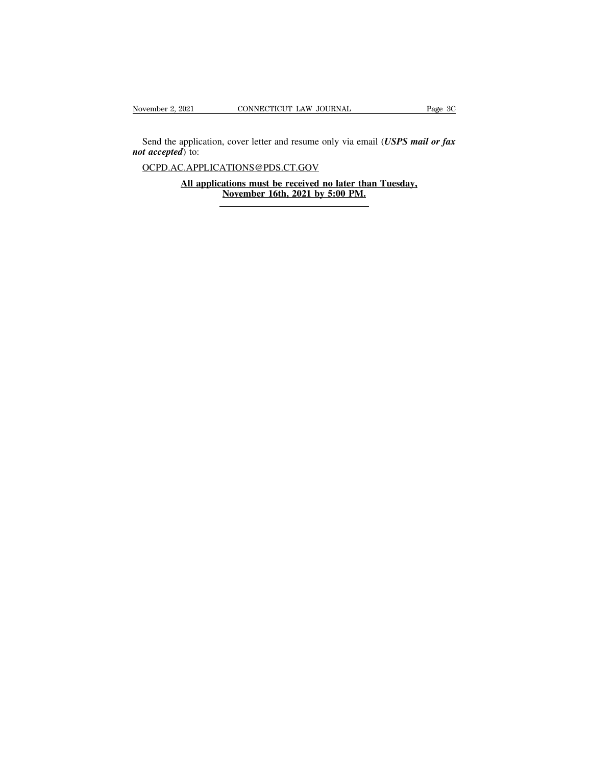Send the application, cover letter and resume only via email (***USPS mail or fax not accepted***) to:

OCPD.AC.APPLICATIONS@PDS.CT.GOV

**All applications must be received no later than Tuesday, November 16th, 2021 by 5:00 PM.**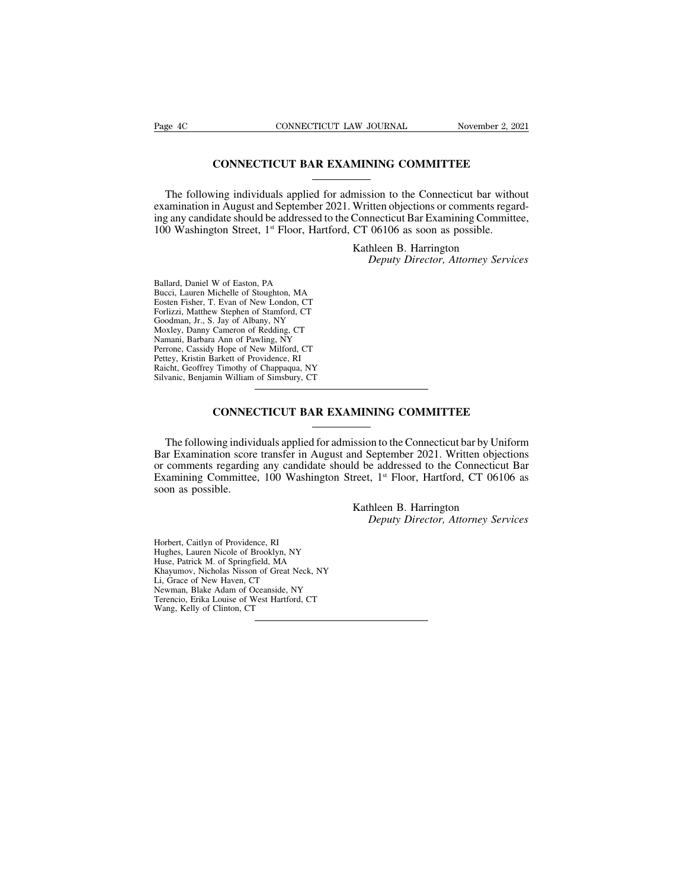## CONNECTICUT BAR EXAMINING COMMITTEE

The following individuals applied for admission to the Connecticut bar without examination in August and September 2021. Written objections or comments regarding any candidate should be addressed to the Connecticut Bar Examining Committee, 100 Washington Street, 1st Floor, Hartford, CT 06106 as soon as possible.

Kathleen B. Harrington
*Deputy Director, Attorney Services*

Ballard, Daniel W of Easton, PA
Bucci, Lauren Michelle of Stoughton, MA
Eosten Fisher, T. Evan of New London, CT
Forlizzi, Matthew Stephen of Stamford, CT
Goodman, Jr., S. Jay of Albany, NY
Moxley, Danny Cameron of Redding, CT
Namani, Barbara Ann of Pawling, NY
Perrone, Cassidy Hope of New Milford, CT
Pettey, Kristin Barkett of Providence, RI
Raicht, Geoffrey Timothy of Chappaqua, NY
Silvanic, Benjamin William of Simsbury, CT

## CONNECTICUT BAR EXAMINING COMMITTEE

The following individuals applied for admission to the Connecticut bar by Uniform Bar Examination score transfer in August and September 2021. Written objections or comments regarding any candidate should be addressed to the Connecticut Bar Examining Committee, 100 Washington Street, 1st Floor, Hartford, CT 06106 as soon as possible.

Kathleen B. Harrington
*Deputy Director, Attorney Services*

Horbert, Caitlyn of Providence, RI
Hughes, Lauren Nicole of Brooklyn, NY
Huse, Patrick M. of Springfield, MA
Khayumov, Nicholas Nisson of Great Neck, NY
Li, Grace of New Haven, CT
Newman, Blake Adam of Oceanside, NY
Terencio, Erika Louise of West Hartford, CT
Wang, Kelly of Clinton, CT